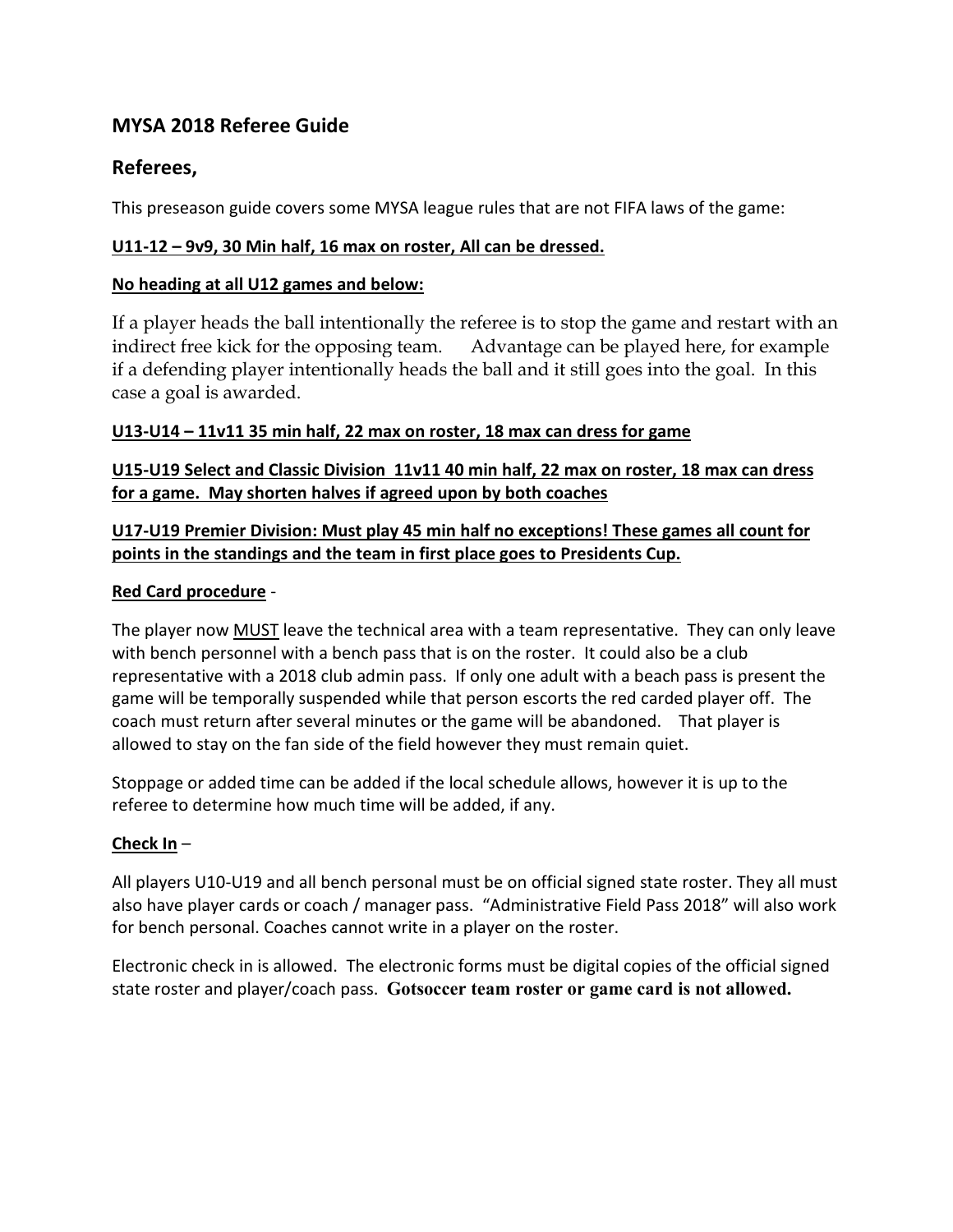## MYSA 2018 Referee Guide

## Referees,

This preseason guide covers some MYSA league rules that are not FIFA laws of the game:

**<u>U11-12 – 9v9, 30 Min half, 16 max on roster, All can be dressed.</u>**

**<u>No heading at all U12 games and below:</u>**

If a player heads the ball intentionally the referee is to stop the game and restart with an indirect free kick for the opposing team. Advantage can be played here, for example if a defending player intentionally heads the ball and it still goes into the goal. In this case a goal is awarded.

**<u>U13-U14 – 11v11 35 min half, 22 max on roster, 18 max can dress for game</u>**

**<u>U15-U19 Select and Classic Division 11v11 40 min half, 22 max on roster, 18 max can dress for a game. May shorten halves if agreed upon by both coaches</u>**

**<u>U17-U19 Premier Division: Must play 45 min half no exceptions! These games all count for points in the standings and the team in first place goes to Presidents Cup.</u>**

**<u>Red Card procedure</u>** -

The player now <u>MUST</u> leave the technical area with a team representative. They can only leave with bench personnel with a bench pass that is on the roster. It could also be a club representative with a 2018 club admin pass. If only one adult with a beach pass is present the game will be temporally suspended while that person escorts the red carded player off. The coach must return after several minutes or the game will be abandoned. That player is allowed to stay on the fan side of the field however they must remain quiet.

Stoppage or added time can be added if the local schedule allows, however it is up to the referee to determine how much time will be added, if any.

**<u>Check In</u>** –

All players U10-U19 and all bench personal must be on official signed state roster. They all must also have player cards or coach / manager pass. "Administrative Field Pass 2018" will also work for bench personal. Coaches cannot write in a player on the roster.

Electronic check in is allowed. The electronic forms must be digital copies of the official signed state roster and player/coach pass. **Gotsoccer team roster or game card is not allowed.**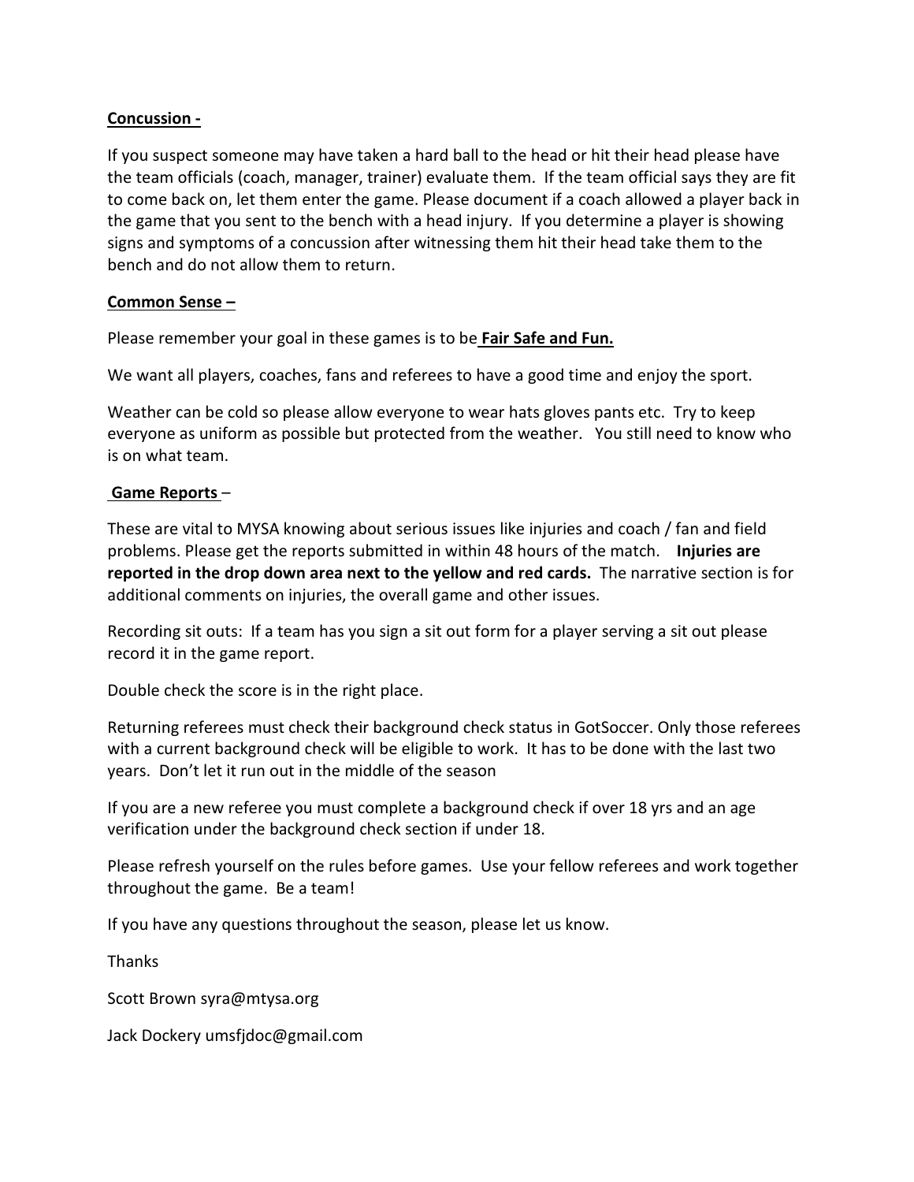**Concussion -**

If you suspect someone may have taken a hard ball to the head or hit their head please have the team officials (coach, manager, trainer) evaluate them. If the team official says they are fit to come back on, let them enter the game. Please document if a coach allowed a player back in the game that you sent to the bench with a head injury. If you determine a player is showing signs and symptoms of a concussion after witnessing them hit their head take them to the bench and do not allow them to return.

**Common Sense –**

Please remember your goal in these games is to be **Fair Safe and Fun.**

We want all players, coaches, fans and referees to have a good time and enjoy the sport.

Weather can be cold so please allow everyone to wear hats gloves pants etc. Try to keep everyone as uniform as possible but protected from the weather. You still need to know who is on what team.

**Game Reports** –

These are vital to MYSA knowing about serious issues like injuries and coach / fan and field problems. Please get the reports submitted in within 48 hours of the match. **Injuries are reported in the drop down area next to the yellow and red cards.** The narrative section is for additional comments on injuries, the overall game and other issues.

Recording sit outs: If a team has you sign a sit out form for a player serving a sit out please record it in the game report.

Double check the score is in the right place.

Returning referees must check their background check status in GotSoccer. Only those referees with a current background check will be eligible to work. It has to be done with the last two years. Don't let it run out in the middle of the season

If you are a new referee you must complete a background check if over 18 yrs and an age verification under the background check section if under 18.

Please refresh yourself on the rules before games. Use your fellow referees and work together throughout the game. Be a team!

If you have any questions throughout the season, please let us know.

Thanks

Scott Brown syra@mtysa.org

Jack Dockery umsfjdoc@gmail.com